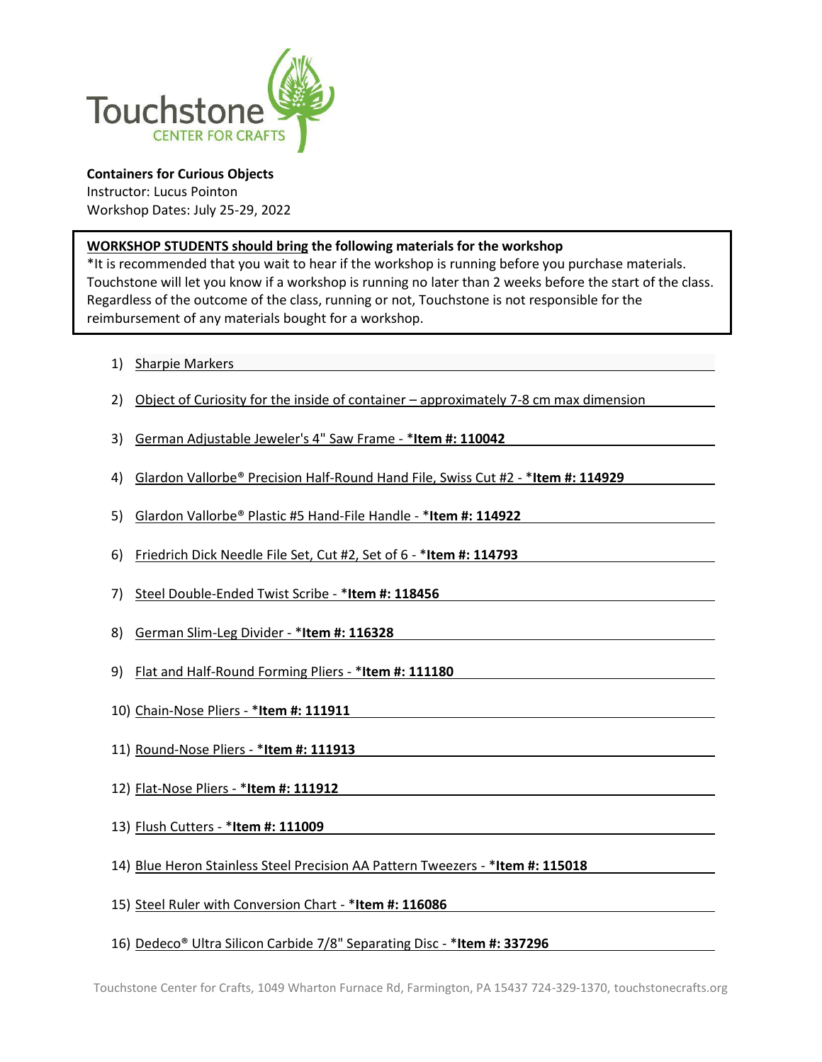Touchstone CENTER FOR CRAFTS

**Containers for Curious Objects**
Instructor: Lucus Pointon
Workshop Dates: July 25-29, 2022

**WORKSHOP STUDENTS should bring the following materials for the workshop**
*It is recommended that you wait to hear if the workshop is running before you purchase materials. Touchstone will let you know if a workshop is running no later than 2 weeks before the start of the class. Regardless of the outcome of the class, running or not, Touchstone is not responsible for the reimbursement of any materials bought for a workshop.

1) Sharpie Markers
2) Object of Curiosity for the inside of container – approximately 7-8 cm max dimension
3) German Adjustable Jeweler's 4" Saw Frame - ***Item #: 110042**
4) Glardon Vallorbe® Precision Half-Round Hand File, Swiss Cut #2 - ***Item #: 114929**
5) Glardon Vallorbe® Plastic #5 Hand-File Handle - ***Item #: 114922**
6) Friedrich Dick Needle File Set, Cut #2, Set of 6 - ***Item #: 114793**
7) Steel Double-Ended Twist Scribe - ***Item #: 118456**
8) German Slim-Leg Divider - ***Item #: 116328**
9) Flat and Half-Round Forming Pliers - ***Item #: 111180**
10) Chain-Nose Pliers - ***Item #: 111911**
11) Round-Nose Pliers - ***Item #: 111913**
12) Flat-Nose Pliers - ***Item #: 111912**
13) Flush Cutters - ***Item #: 111009**
14) Blue Heron Stainless Steel Precision AA Pattern Tweezers - ***Item #: 115018**
15) Steel Ruler with Conversion Chart - ***Item #: 116086**
16) Dedeco® Ultra Silicon Carbide 7/8" Separating Disc - ***Item #: 337296**

Touchstone Center for Crafts, 1049 Wharton Furnace Rd, Farmington, PA 15437 724-329-1370, touchstonecrafts.org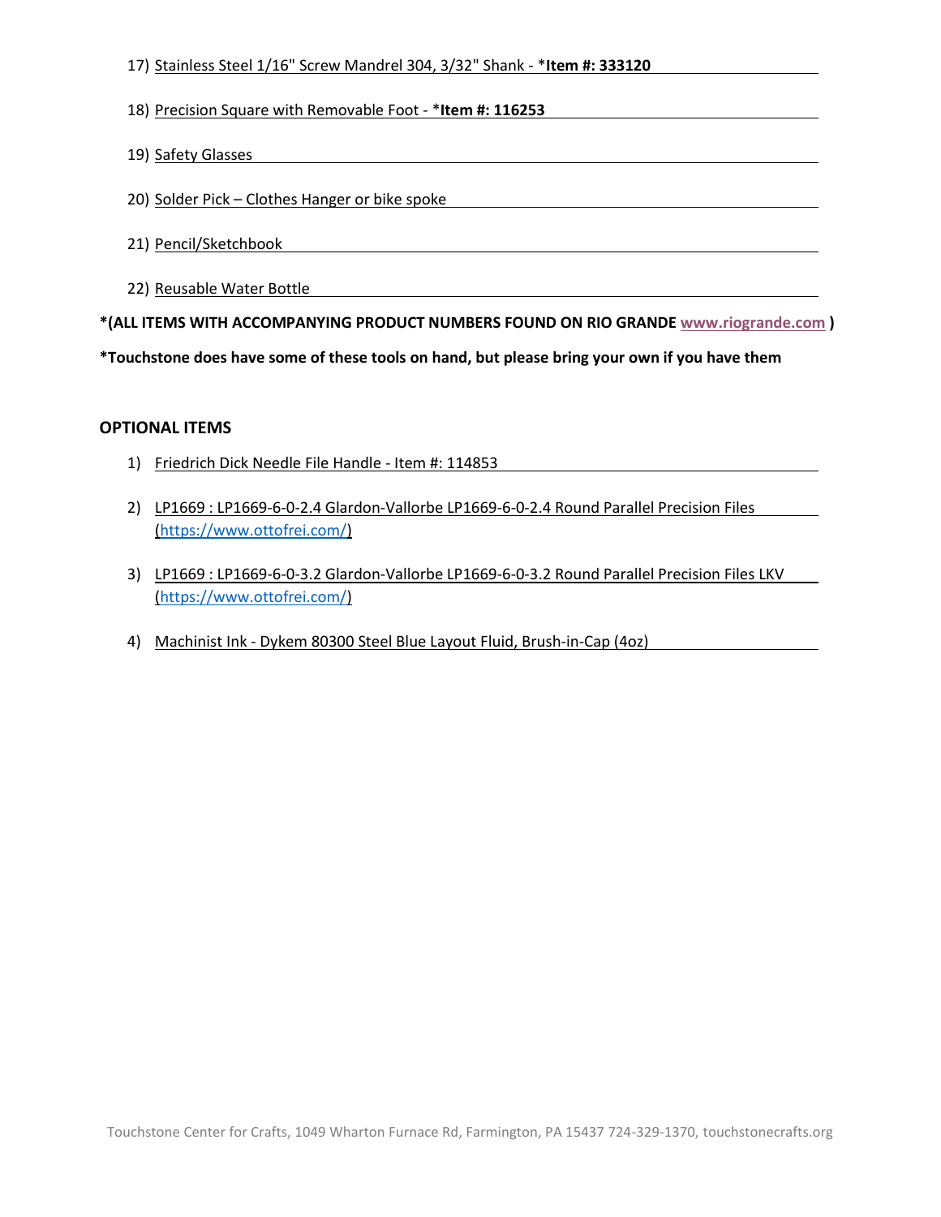17) Stainless Steel 1/16" Screw Mandrel 304, 3/32" Shank - ***Item #: 333120**

18) Precision Square with Removable Foot - ***Item #: 116253**

19) Safety Glasses

20) Solder Pick – Clothes Hanger or bike spoke

21) Pencil/Sketchbook

22) Reusable Water Bottle

***(ALL ITEMS WITH ACCOMPANYING PRODUCT NUMBERS FOUND ON RIO GRANDE www.riogrande.com )**

***Touchstone does have some of these tools on hand, but please bring your own if you have them**

**OPTIONAL ITEMS**

1) Friedrich Dick Needle File Handle - Item #: 114853

2) LP1669 : LP1669-6-0-2.4 Glardon-Vallorbe LP1669-6-0-2.4 Round Parallel Precision Files (https://www.ottofrei.com/)

3) LP1669 : LP1669-6-0-3.2 Glardon-Vallorbe LP1669-6-0-3.2 Round Parallel Precision Files LKV (https://www.ottofrei.com/)

4) Machinist Ink - Dykem 80300 Steel Blue Layout Fluid, Brush-in-Cap (4oz)